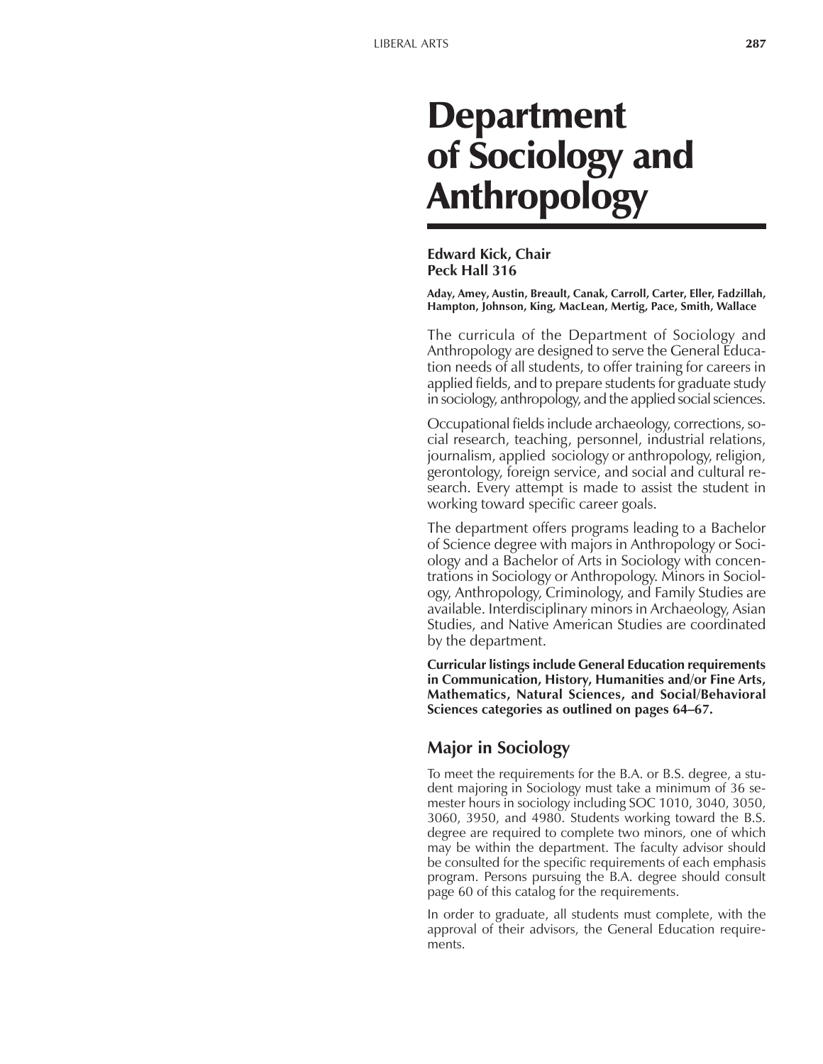# Department of Sociology and Anthropology

**Edward Kick, Chair**
**Peck Hall 316**

**Aday, Amey, Austin, Breault, Canak, Carroll, Carter, Eller, Fadzillah, Hampton, Johnson, King, MacLean, Mertig, Pace, Smith, Wallace**

The curricula of the Department of Sociology and Anthropology are designed to serve the General Education needs of all students, to offer training for careers in applied fields, and to prepare students for graduate study in sociology, anthropology, and the applied social sciences.

Occupational fields include archaeology, corrections, social research, teaching, personnel, industrial relations, journalism, applied sociology or anthropology, religion, gerontology, foreign service, and social and cultural research. Every attempt is made to assist the student in working toward specific career goals.

The department offers programs leading to a Bachelor of Science degree with majors in Anthropology or Sociology and a Bachelor of Arts in Sociology with concentrations in Sociology or Anthropology. Minors in Sociology, Anthropology, Criminology, and Family Studies are available. Interdisciplinary minors in Archaeology, Asian Studies, and Native American Studies are coordinated by the department.

**Curricular listings include General Education requirements in Communication, History, Humanities and/or Fine Arts, Mathematics, Natural Sciences, and Social/Behavioral Sciences categories as outlined on pages 64–67.**

## Major in Sociology

To meet the requirements for the B.A. or B.S. degree, a student majoring in Sociology must take a minimum of 36 semester hours in sociology including SOC 1010, 3040, 3050, 3060, 3950, and 4980. Students working toward the B.S. degree are required to complete two minors, one of which may be within the department. The faculty advisor should be consulted for the specific requirements of each emphasis program. Persons pursuing the B.A. degree should consult page 60 of this catalog for the requirements.

In order to graduate, all students must complete, with the approval of their advisors, the General Education requirements.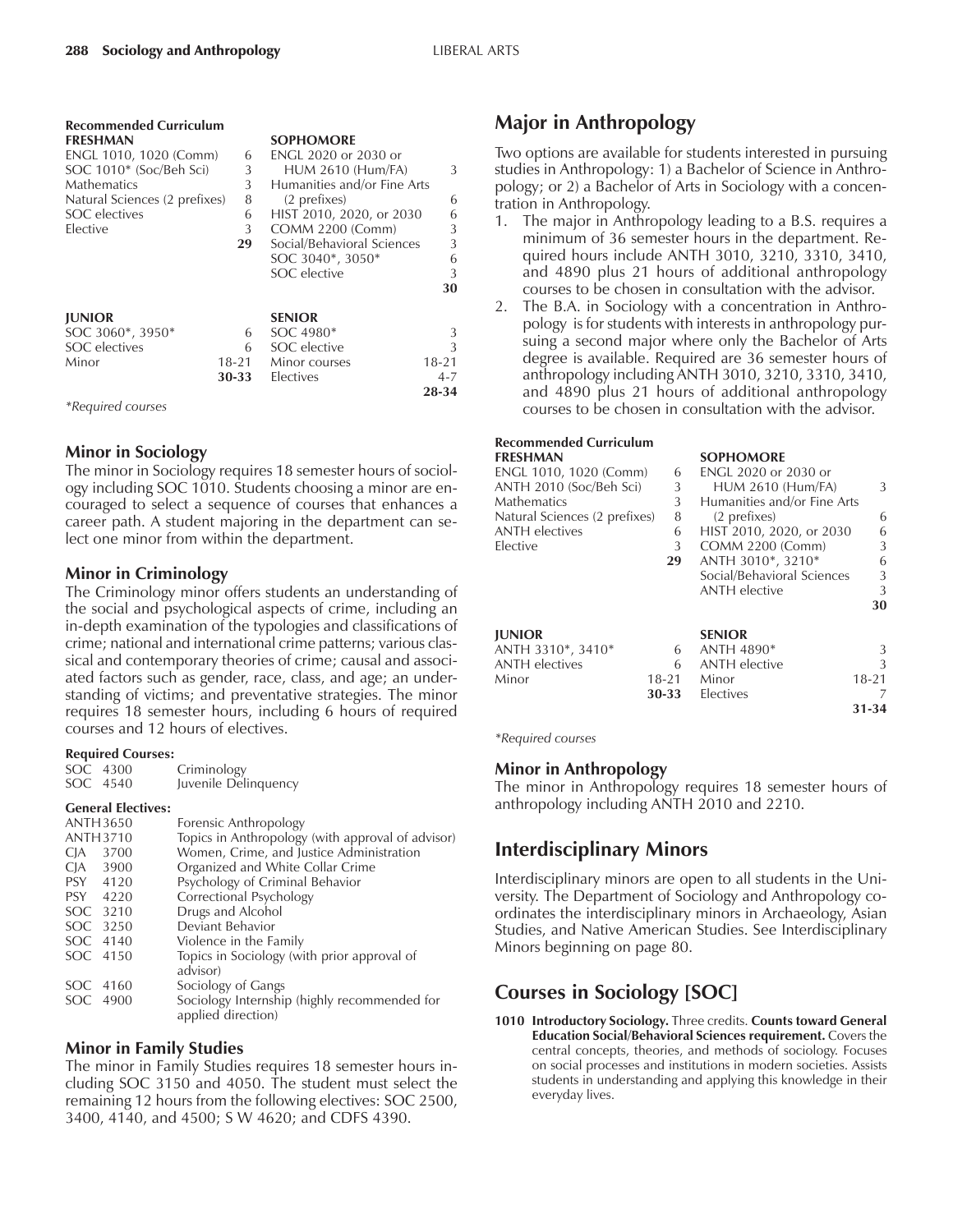**Recommended Curriculum**

| FRESHMAN | | SOPHOMORE | |
|---|---|---|---|
| ENGL 1010, 1020 (Comm) | 6 | ENGL 2020 or 2030 or HUM 2610 (Hum/FA) | 3 |
| SOC 1010* (Soc/Beh Sci) | 3 | Humanities and/or Fine Arts (2 prefixes) | 6 |
| Mathematics | 3 | HIST 2010, 2020, or 2030 | 6 |
| Natural Sciences (2 prefixes) | 8 | COMM 2200 (Comm) | 3 |
| SOC electives | 6 | Social/Behavioral Sciences | 3 |
| Elective | 3 | SOC 3040*, 3050* | 6 |
| | **29** | SOC elective | 3 |
| | | | **30** |

| JUNIOR | | SENIOR | |
|---|---|---|---|
| SOC 3060*, 3950* | 6 | SOC 4980* | 3 |
| SOC electives | 6 | SOC elective | 3 |
| Minor | 18-21 | Minor courses | 18-21 |
| | **30-33** | Electives | 4-7 |
| | | | **28-34** |

*Required courses

### Minor in Sociology

The minor in Sociology requires 18 semester hours of sociology including SOC 1010. Students choosing a minor are encouraged to select a sequence of courses that enhances a career path. A student majoring in the department can select one minor from within the department.

### Minor in Criminology

The Criminology minor offers students an understanding of the social and psychological aspects of crime, including an in-depth examination of the typologies and classifications of crime; national and international crime patterns; various classical and contemporary theories of crime; causal and associated factors such as gender, race, class, and age; an understanding of victims; and preventative strategies. The minor requires 18 semester hours, including 6 hours of required courses and 12 hours of electives.

**Required Courses:**

| | |
|---|---|
| SOC 4300 | Criminology |
| SOC 4540 | Juvenile Delinquency |

**General Electives:**

| | |
|---|---|
| ANTH 3650 | Forensic Anthropology |
| ANTH 3710 | Topics in Anthropology (with approval of advisor) |
| CJA 3700 | Women, Crime, and Justice Administration |
| CJA 3900 | Organized and White Collar Crime |
| PSY 4120 | Psychology of Criminal Behavior |
| PSY 4220 | Correctional Psychology |
| SOC 3210 | Drugs and Alcohol |
| SOC 3250 | Deviant Behavior |
| SOC 4140 | Violence in the Family |
| SOC 4150 | Topics in Sociology (with prior approval of advisor) |
| SOC 4160 | Sociology of Gangs |
| SOC 4900 | Sociology Internship (highly recommended for applied direction) |

### Minor in Family Studies

The minor in Family Studies requires 18 semester hours including SOC 3150 and 4050. The student must select the remaining 12 hours from the following electives: SOC 2500, 3400, 4140, and 4500; S W 4620; and CDFS 4390.

## Major in Anthropology

Two options are available for students interested in pursuing studies in Anthropology: 1) a Bachelor of Science in Anthropology; or 2) a Bachelor of Arts in Sociology with a concentration in Anthropology.

1. The major in Anthropology leading to a B.S. requires a minimum of 36 semester hours in the department. Required hours include ANTH 3010, 3210, 3310, 3410, and 4890 plus 21 hours of additional anthropology courses to be chosen in consultation with the advisor.
2. The B.A. in Sociology with a concentration in Anthropology is for students with interests in anthropology pursuing a second major where only the Bachelor of Arts degree is available. Required are 36 semester hours of anthropology including ANTH 3010, 3210, 3310, 3410, and 4890 plus 21 hours of additional anthropology courses to be chosen in consultation with the advisor.

**Recommended Curriculum**

| FRESHMAN | | SOPHOMORE | |
|---|---|---|---|
| ENGL 1010, 1020 (Comm) | 6 | ENGL 2020 or 2030 or HUM 2610 (Hum/FA) | 3 |
| ANTH 2010 (Soc/Beh Sci) | 3 | Humanities and/or Fine Arts (2 prefixes) | 6 |
| Mathematics | 3 | HIST 2010, 2020, or 2030 | 6 |
| Natural Sciences (2 prefixes) | 8 | COMM 2200 (Comm) | 3 |
| ANTH electives | 6 | ANTH 3010*, 3210* | 6 |
| Elective | 3 | Social/Behavioral Sciences | 3 |
| | **29** | ANTH elective | 3 |
| | | | **30** |

| JUNIOR | | SENIOR | |
|---|---|---|---|
| ANTH 3310*, 3410* | 6 | ANTH 4890* | 3 |
| ANTH electives | 6 | ANTH elective | 3 |
| Minor | 18-21 | Minor | 18-21 |
| | **30-33** | Electives | 7 |
| | | | **31-34** |

*Required courses

### Minor in Anthropology

The minor in Anthropology requires 18 semester hours of anthropology including ANTH 2010 and 2210.

## Interdisciplinary Minors

Interdisciplinary minors are open to all students in the University. The Department of Sociology and Anthropology coordinates the interdisciplinary minors in Archaeology, Asian Studies, and Native American Studies. See Interdisciplinary Minors beginning on page 80.

## Courses in Sociology [SOC]

**1010 Introductory Sociology.** Three credits. **Counts toward General Education Social/Behavioral Sciences requirement.** Covers the central concepts, theories, and methods of sociology. Focuses on social processes and institutions in modern societies. Assists students in understanding and applying this knowledge in their everyday lives.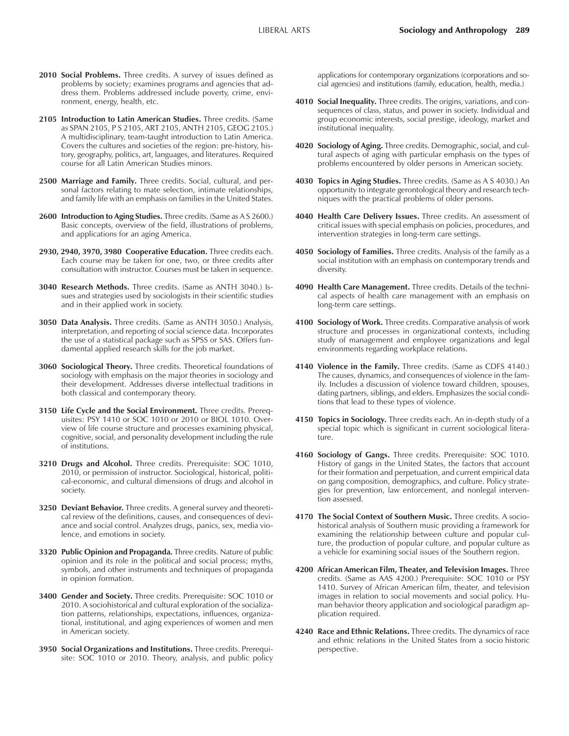**2010 Social Problems.** Three credits. A survey of issues defined as problems by society; examines programs and agencies that address them. Problems addressed include poverty, crime, environment, energy, health, etc.

**2105 Introduction to Latin American Studies.** Three credits. (Same as SPAN 2105, P S 2105, ART 2105, ANTH 2105, GEOG 2105.) A multidisciplinary, team-taught introduction to Latin America. Covers the cultures and societies of the region: pre-history, history, geography, politics, art, languages, and literatures. Required course for all Latin American Studies minors.

**2500 Marriage and Family.** Three credits. Social, cultural, and personal factors relating to mate selection, intimate relationships, and family life with an emphasis on families in the United States.

**2600 Introduction to Aging Studies.** Three credits. (Same as A S 2600.) Basic concepts, overview of the field, illustrations of problems, and applications for an aging America.

**2930, 2940, 3970, 3980 Cooperative Education.** Three credits each. Each course may be taken for one, two, or three credits after consultation with instructor. Courses must be taken in sequence.

**3040 Research Methods.** Three credits. (Same as ANTH 3040.) Issues and strategies used by sociologists in their scientific studies and in their applied work in society.

**3050 Data Analysis.** Three credits. (Same as ANTH 3050.) Analysis, interpretation, and reporting of social science data. Incorporates the use of a statistical package such as SPSS or SAS. Offers fundamental applied research skills for the job market.

**3060 Sociological Theory.** Three credits. Theoretical foundations of sociology with emphasis on the major theories in sociology and their development. Addresses diverse intellectual traditions in both classical and contemporary theory.

**3150 Life Cycle and the Social Environment.** Three credits. Prerequisites: PSY 1410 or SOC 1010 or 2010 or BIOL 1010. Overview of life course structure and processes examining physical, cognitive, social, and personality development including the rule of institutions.

**3210 Drugs and Alcohol.** Three credits. Prerequisite: SOC 1010, 2010, or permission of instructor. Sociological, historical, political-economic, and cultural dimensions of drugs and alcohol in society.

**3250 Deviant Behavior.** Three credits. A general survey and theoretical review of the definitions, causes, and consequences of deviance and social control. Analyzes drugs, panics, sex, media violence, and emotions in society.

**3320 Public Opinion and Propaganda.** Three credits. Nature of public opinion and its role in the political and social process; myths, symbols, and other instruments and techniques of propaganda in opinion formation.

**3400 Gender and Society.** Three credits. Prerequisite: SOC 1010 or 2010. A sociohistorical and cultural exploration of the socialization patterns, relationships, expectations, influences, organizational, institutional, and aging experiences of women and men in American society.

**3950 Social Organizations and Institutions.** Three credits. Prerequisite: SOC 1010 or 2010. Theory, analysis, and public policy applications for contemporary organizations (corporations and social agencies) and institutions (family, education, health, media.)

**4010 Social Inequality.** Three credits. The origins, variations, and consequences of class, status, and power in society. Individual and group economic interests, social prestige, ideology, market and institutional inequality.

**4020 Sociology of Aging.** Three credits. Demographic, social, and cultural aspects of aging with particular emphasis on the types of problems encountered by older persons in American society.

**4030 Topics in Aging Studies.** Three credits. (Same as A S 4030.) An opportunity to integrate gerontological theory and research techniques with the practical problems of older persons.

**4040 Health Care Delivery Issues.** Three credits. An assessment of critical issues with special emphasis on policies, procedures, and intervention strategies in long-term care settings.

**4050 Sociology of Families.** Three credits. Analysis of the family as a social institution with an emphasis on contemporary trends and diversity.

**4090 Health Care Management.** Three credits. Details of the technical aspects of health care management with an emphasis on long-term care settings.

**4100 Sociology of Work.** Three credits. Comparative analysis of work structure and processes in organizational contexts, including study of management and employee organizations and legal environments regarding workplace relations.

**4140 Violence in the Family.** Three credits. (Same as CDFS 4140.) The causes, dynamics, and consequences of violence in the family. Includes a discussion of violence toward children, spouses, dating partners, siblings, and elders. Emphasizes the social conditions that lead to these types of violence.

**4150 Topics in Sociology.** Three credits each. An in-depth study of a special topic which is significant in current sociological literature.

**4160 Sociology of Gangs.** Three credits. Prerequisite: SOC 1010. History of gangs in the United States, the factors that account for their formation and perpetuation, and current empirical data on gang composition, demographics, and culture. Policy strategies for prevention, law enforcement, and nonlegal intervention assessed.

**4170 The Social Context of Southern Music.** Three credits. A sociohistorical analysis of Southern music providing a framework for examining the relationship between culture and popular culture, the production of popular culture, and popular culture as a vehicle for examining social issues of the Southern region.

**4200 African American Film, Theater, and Television Images.** Three credits. (Same as AAS 4200.) Prerequisite: SOC 1010 or PSY 1410. Survey of African American film, theater, and television images in relation to social movements and social policy. Human behavior theory application and sociological paradigm application required.

**4240 Race and Ethnic Relations.** Three credits. The dynamics of race and ethnic relations in the United States from a socio historic perspective.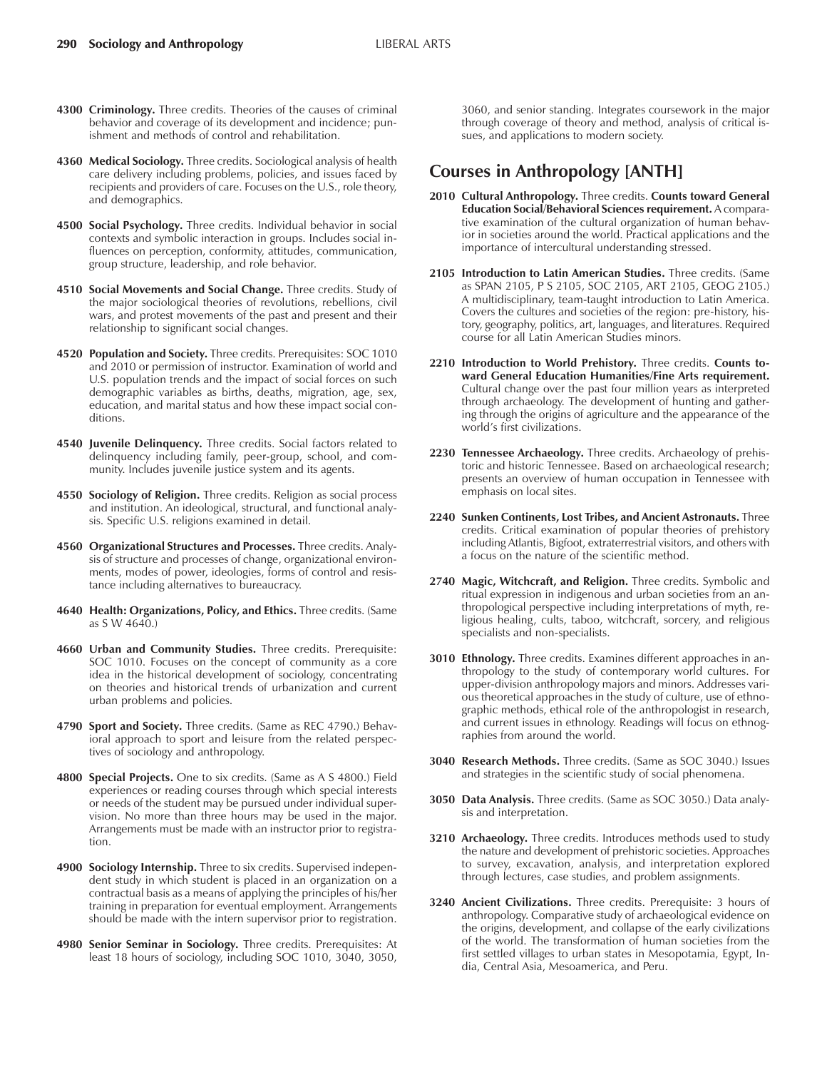**4300 Criminology.** Three credits. Theories of the causes of criminal behavior and coverage of its development and incidence; punishment and methods of control and rehabilitation.

**4360 Medical Sociology.** Three credits. Sociological analysis of health care delivery including problems, policies, and issues faced by recipients and providers of care. Focuses on the U.S., role theory, and demographics.

**4500 Social Psychology.** Three credits. Individual behavior in social contexts and symbolic interaction in groups. Includes social influences on perception, conformity, attitudes, communication, group structure, leadership, and role behavior.

**4510 Social Movements and Social Change.** Three credits. Study of the major sociological theories of revolutions, rebellions, civil wars, and protest movements of the past and present and their relationship to significant social changes.

**4520 Population and Society.** Three credits. Prerequisites: SOC 1010 and 2010 or permission of instructor. Examination of world and U.S. population trends and the impact of social forces on such demographic variables as births, deaths, migration, age, sex, education, and marital status and how these impact social conditions.

**4540 Juvenile Delinquency.** Three credits. Social factors related to delinquency including family, peer-group, school, and community. Includes juvenile justice system and its agents.

**4550 Sociology of Religion.** Three credits. Religion as social process and institution. An ideological, structural, and functional analysis. Specific U.S. religions examined in detail.

**4560 Organizational Structures and Processes.** Three credits. Analysis of structure and processes of change, organizational environments, modes of power, ideologies, forms of control and resistance including alternatives to bureaucracy.

**4640 Health: Organizations, Policy, and Ethics.** Three credits. (Same as S W 4640.)

**4660 Urban and Community Studies.** Three credits. Prerequisite: SOC 1010. Focuses on the concept of community as a core idea in the historical development of sociology, concentrating on theories and historical trends of urbanization and current urban problems and policies.

**4790 Sport and Society.** Three credits. (Same as REC 4790.) Behavioral approach to sport and leisure from the related perspectives of sociology and anthropology.

**4800 Special Projects.** One to six credits. (Same as A S 4800.) Field experiences or reading courses through which special interests or needs of the student may be pursued under individual supervision. No more than three hours may be used in the major. Arrangements must be made with an instructor prior to registration.

**4900 Sociology Internship.** Three to six credits. Supervised independent study in which student is placed in an organization on a contractual basis as a means of applying the principles of his/her training in preparation for eventual employment. Arrangements should be made with the intern supervisor prior to registration.

**4980 Senior Seminar in Sociology.** Three credits. Prerequisites: At least 18 hours of sociology, including SOC 1010, 3040, 3050, 3060, and senior standing. Integrates coursework in the major through coverage of theory and method, analysis of critical issues, and applications to modern society.

## Courses in Anthropology [ANTH]

**2010 Cultural Anthropology.** Three credits. **Counts toward General Education Social/Behavioral Sciences requirement.** A comparative examination of the cultural organization of human behavior in societies around the world. Practical applications and the importance of intercultural understanding stressed.

**2105 Introduction to Latin American Studies.** Three credits. (Same as SPAN 2105, P S 2105, SOC 2105, ART 2105, GEOG 2105.) A multidisciplinary, team-taught introduction to Latin America. Covers the cultures and societies of the region: pre-history, history, geography, politics, art, languages, and literatures. Required course for all Latin American Studies minors.

**2210 Introduction to World Prehistory.** Three credits. **Counts toward General Education Humanities/Fine Arts requirement.** Cultural change over the past four million years as interpreted through archaeology. The development of hunting and gathering through the origins of agriculture and the appearance of the world's first civilizations.

**2230 Tennessee Archaeology.** Three credits. Archaeology of prehistoric and historic Tennessee. Based on archaeological research; presents an overview of human occupation in Tennessee with emphasis on local sites.

**2240 Sunken Continents, Lost Tribes, and Ancient Astronauts.** Three credits. Critical examination of popular theories of prehistory including Atlantis, Bigfoot, extraterrestrial visitors, and others with a focus on the nature of the scientific method.

**2740 Magic, Witchcraft, and Religion.** Three credits. Symbolic and ritual expression in indigenous and urban societies from an anthropological perspective including interpretations of myth, religious healing, cults, taboo, witchcraft, sorcery, and religious specialists and non-specialists.

**3010 Ethnology.** Three credits. Examines different approaches in anthropology to the study of contemporary world cultures. For upper-division anthropology majors and minors. Addresses various theoretical approaches in the study of culture, use of ethnographic methods, ethical role of the anthropologist in research, and current issues in ethnology. Readings will focus on ethnographies from around the world.

**3040 Research Methods.** Three credits. (Same as SOC 3040.) Issues and strategies in the scientific study of social phenomena.

**3050 Data Analysis.** Three credits. (Same as SOC 3050.) Data analysis and interpretation.

**3210 Archaeology.** Three credits. Introduces methods used to study the nature and development of prehistoric societies. Approaches to survey, excavation, analysis, and interpretation explored through lectures, case studies, and problem assignments.

**3240 Ancient Civilizations.** Three credits. Prerequisite: 3 hours of anthropology. Comparative study of archaeological evidence on the origins, development, and collapse of the early civilizations of the world. The transformation of human societies from the first settled villages to urban states in Mesopotamia, Egypt, India, Central Asia, Mesoamerica, and Peru.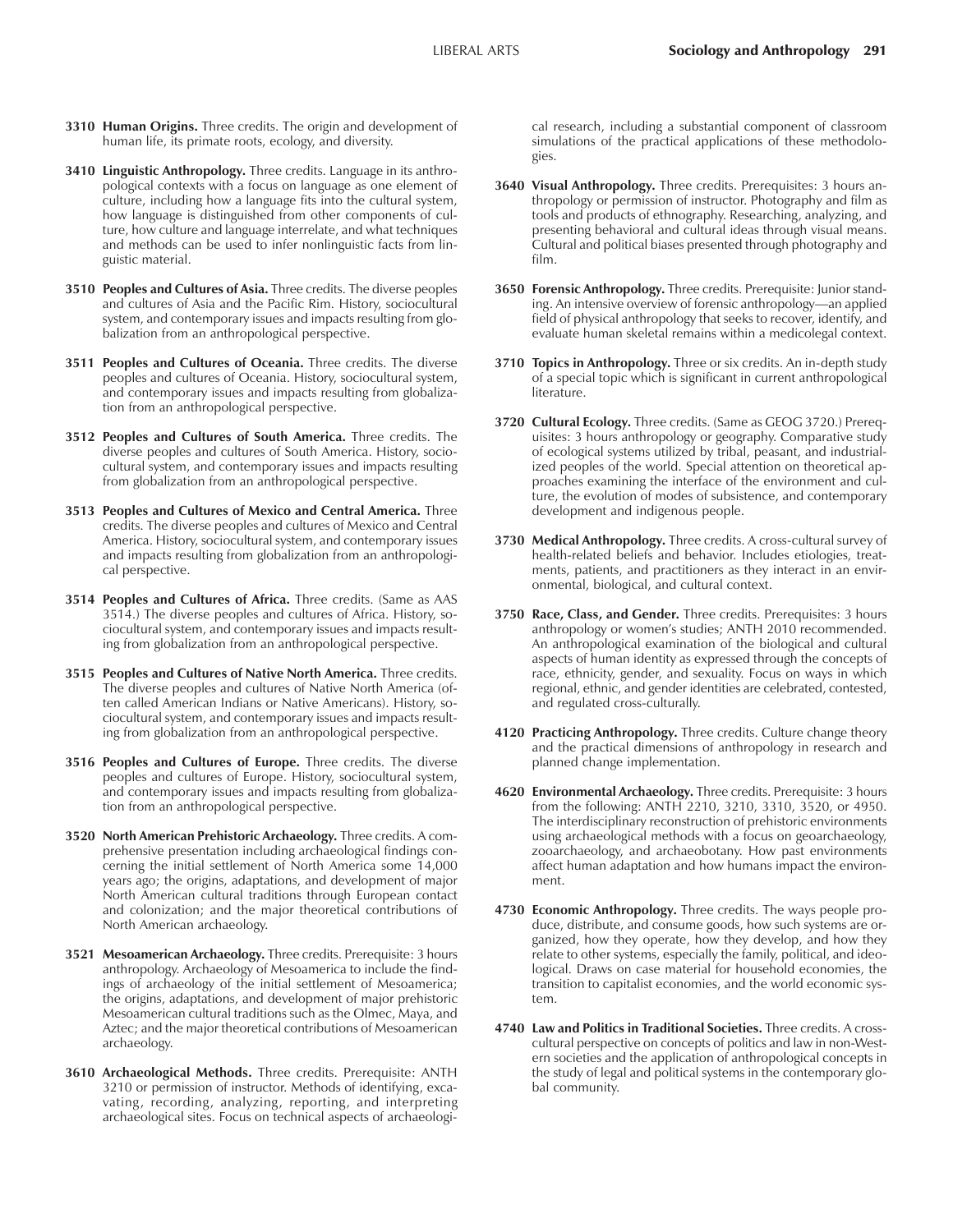**3310 Human Origins.** Three credits. The origin and development of human life, its primate roots, ecology, and diversity.

**3410 Linguistic Anthropology.** Three credits. Language in its anthropological contexts with a focus on language as one element of culture, including how a language fits into the cultural system, how language is distinguished from other components of culture, how culture and language interrelate, and what techniques and methods can be used to infer nonlinguistic facts from linguistic material.

**3510 Peoples and Cultures of Asia.** Three credits. The diverse peoples and cultures of Asia and the Pacific Rim. History, sociocultural system, and contemporary issues and impacts resulting from globalization from an anthropological perspective.

**3511 Peoples and Cultures of Oceania.** Three credits. The diverse peoples and cultures of Oceania. History, sociocultural system, and contemporary issues and impacts resulting from globalization from an anthropological perspective.

**3512 Peoples and Cultures of South America.** Three credits. The diverse peoples and cultures of South America. History, sociocultural system, and contemporary issues and impacts resulting from globalization from an anthropological perspective.

**3513 Peoples and Cultures of Mexico and Central America.** Three credits. The diverse peoples and cultures of Mexico and Central America. History, sociocultural system, and contemporary issues and impacts resulting from globalization from an anthropological perspective.

**3514 Peoples and Cultures of Africa.** Three credits. (Same as AAS 3514.) The diverse peoples and cultures of Africa. History, sociocultural system, and contemporary issues and impacts resulting from globalization from an anthropological perspective.

**3515 Peoples and Cultures of Native North America.** Three credits. The diverse peoples and cultures of Native North America (often called American Indians or Native Americans). History, sociocultural system, and contemporary issues and impacts resulting from globalization from an anthropological perspective.

**3516 Peoples and Cultures of Europe.** Three credits. The diverse peoples and cultures of Europe. History, sociocultural system, and contemporary issues and impacts resulting from globalization from an anthropological perspective.

**3520 North American Prehistoric Archaeology.** Three credits. A comprehensive presentation including archaeological findings concerning the initial settlement of North America some 14,000 years ago; the origins, adaptations, and development of major North American cultural traditions through European contact and colonization; and the major theoretical contributions of North American archaeology.

**3521 Mesoamerican Archaeology.** Three credits. Prerequisite: 3 hours anthropology. Archaeology of Mesoamerica to include the findings of archaeology of the initial settlement of Mesoamerica; the origins, adaptations, and development of major prehistoric Mesoamerican cultural traditions such as the Olmec, Maya, and Aztec; and the major theoretical contributions of Mesoamerican archaeology.

**3610 Archaeological Methods.** Three credits. Prerequisite: ANTH 3210 or permission of instructor. Methods of identifying, excavating, recording, analyzing, reporting, and interpreting archaeological sites. Focus on technical aspects of archaeological research, including a substantial component of classroom simulations of the practical applications of these methodologies.

**3640 Visual Anthropology.** Three credits. Prerequisites: 3 hours anthropology or permission of instructor. Photography and film as tools and products of ethnography. Researching, analyzing, and presenting behavioral and cultural ideas through visual means. Cultural and political biases presented through photography and film.

**3650 Forensic Anthropology.** Three credits. Prerequisite: Junior standing. An intensive overview of forensic anthropology—an applied field of physical anthropology that seeks to recover, identify, and evaluate human skeletal remains within a medicolegal context.

**3710 Topics in Anthropology.** Three or six credits. An in-depth study of a special topic which is significant in current anthropological literature.

**3720 Cultural Ecology.** Three credits. (Same as GEOG 3720.) Prerequisites: 3 hours anthropology or geography. Comparative study of ecological systems utilized by tribal, peasant, and industrialized peoples of the world. Special attention on theoretical approaches examining the interface of the environment and culture, the evolution of modes of subsistence, and contemporary development and indigenous people.

**3730 Medical Anthropology.** Three credits. A cross-cultural survey of health-related beliefs and behavior. Includes etiologies, treatments, patients, and practitioners as they interact in an environmental, biological, and cultural context.

**3750 Race, Class, and Gender.** Three credits. Prerequisites: 3 hours anthropology or women's studies; ANTH 2010 recommended. An anthropological examination of the biological and cultural aspects of human identity as expressed through the concepts of race, ethnicity, gender, and sexuality. Focus on ways in which regional, ethnic, and gender identities are celebrated, contested, and regulated cross-culturally.

**4120 Practicing Anthropology.** Three credits. Culture change theory and the practical dimensions of anthropology in research and planned change implementation.

**4620 Environmental Archaeology.** Three credits. Prerequisite: 3 hours from the following: ANTH 2210, 3210, 3310, 3520, or 4950. The interdisciplinary reconstruction of prehistoric environments using archaeological methods with a focus on geoarchaeology, zooarchaeology, and archaeobotany. How past environments affect human adaptation and how humans impact the environment.

**4730 Economic Anthropology.** Three credits. The ways people produce, distribute, and consume goods, how such systems are organized, how they operate, how they develop, and how they relate to other systems, especially the family, political, and ideological. Draws on case material for household economies, the transition to capitalist economies, and the world economic system.

**4740 Law and Politics in Traditional Societies.** Three credits. A cross-cultural perspective on concepts of politics and law in non-Western societies and the application of anthropological concepts in the study of legal and political systems in the contemporary global community.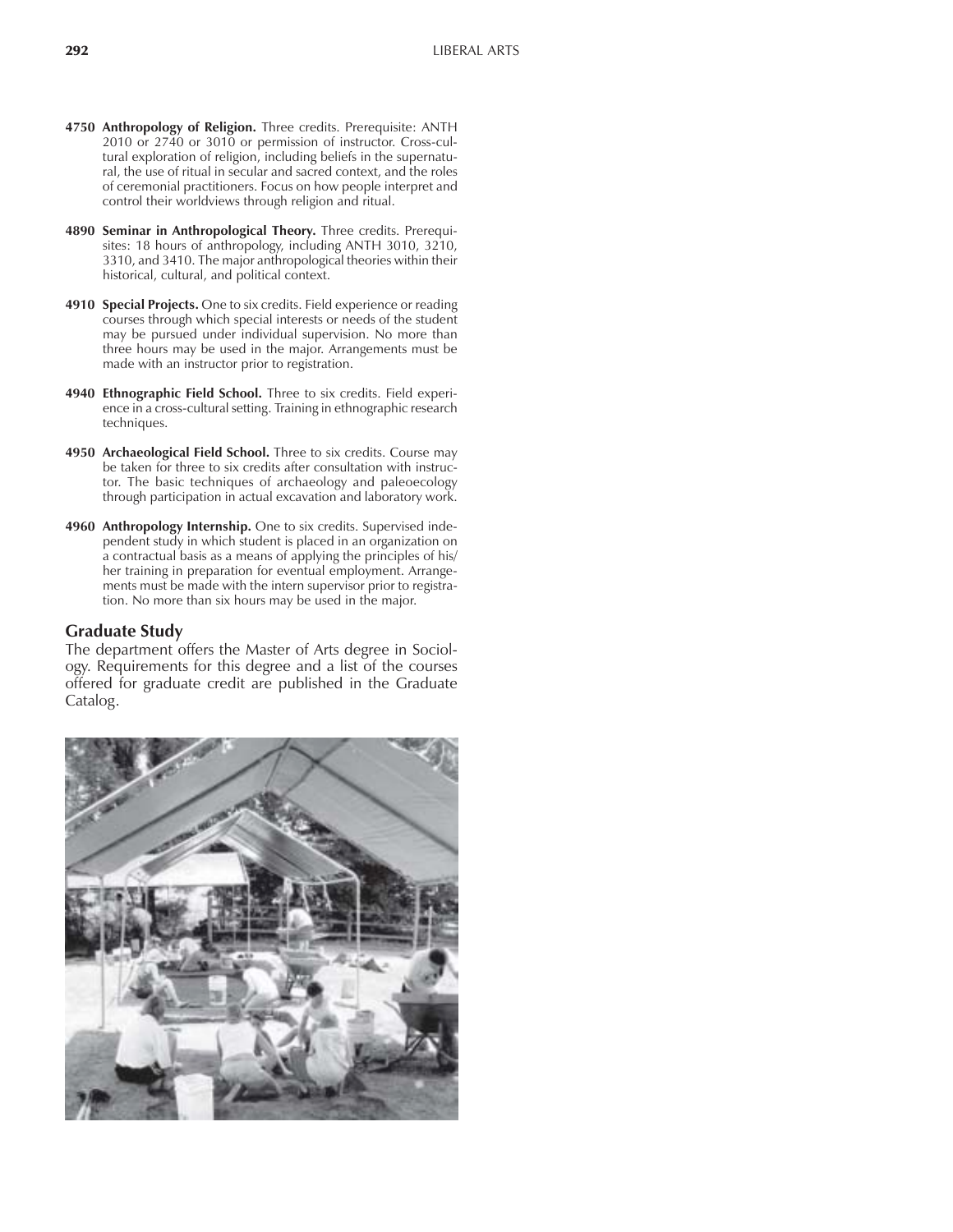**4750 Anthropology of Religion.** Three credits. Prerequisite: ANTH 2010 or 2740 or 3010 or permission of instructor. Cross-cultural exploration of religion, including beliefs in the supernatural, the use of ritual in secular and sacred context, and the roles of ceremonial practitioners. Focus on how people interpret and control their worldviews through religion and ritual.

**4890 Seminar in Anthropological Theory.** Three credits. Prerequisites: 18 hours of anthropology, including ANTH 3010, 3210, 3310, and 3410. The major anthropological theories within their historical, cultural, and political context.

**4910 Special Projects.** One to six credits. Field experience or reading courses through which special interests or needs of the student may be pursued under individual supervision. No more than three hours may be used in the major. Arrangements must be made with an instructor prior to registration.

**4940 Ethnographic Field School.** Three to six credits. Field experience in a cross-cultural setting. Training in ethnographic research techniques.

**4950 Archaeological Field School.** Three to six credits. Course may be taken for three to six credits after consultation with instructor. The basic techniques of archaeology and paleoecology through participation in actual excavation and laboratory work.

**4960 Anthropology Internship.** One to six credits. Supervised independent study in which student is placed in an organization on a contractual basis as a means of applying the principles of his/her training in preparation for eventual employment. Arrangements must be made with the intern supervisor prior to registration. No more than six hours may be used in the major.

## Graduate Study

The department offers the Master of Arts degree in Sociology. Requirements for this degree and a list of the courses offered for graduate credit are published in the Graduate Catalog.